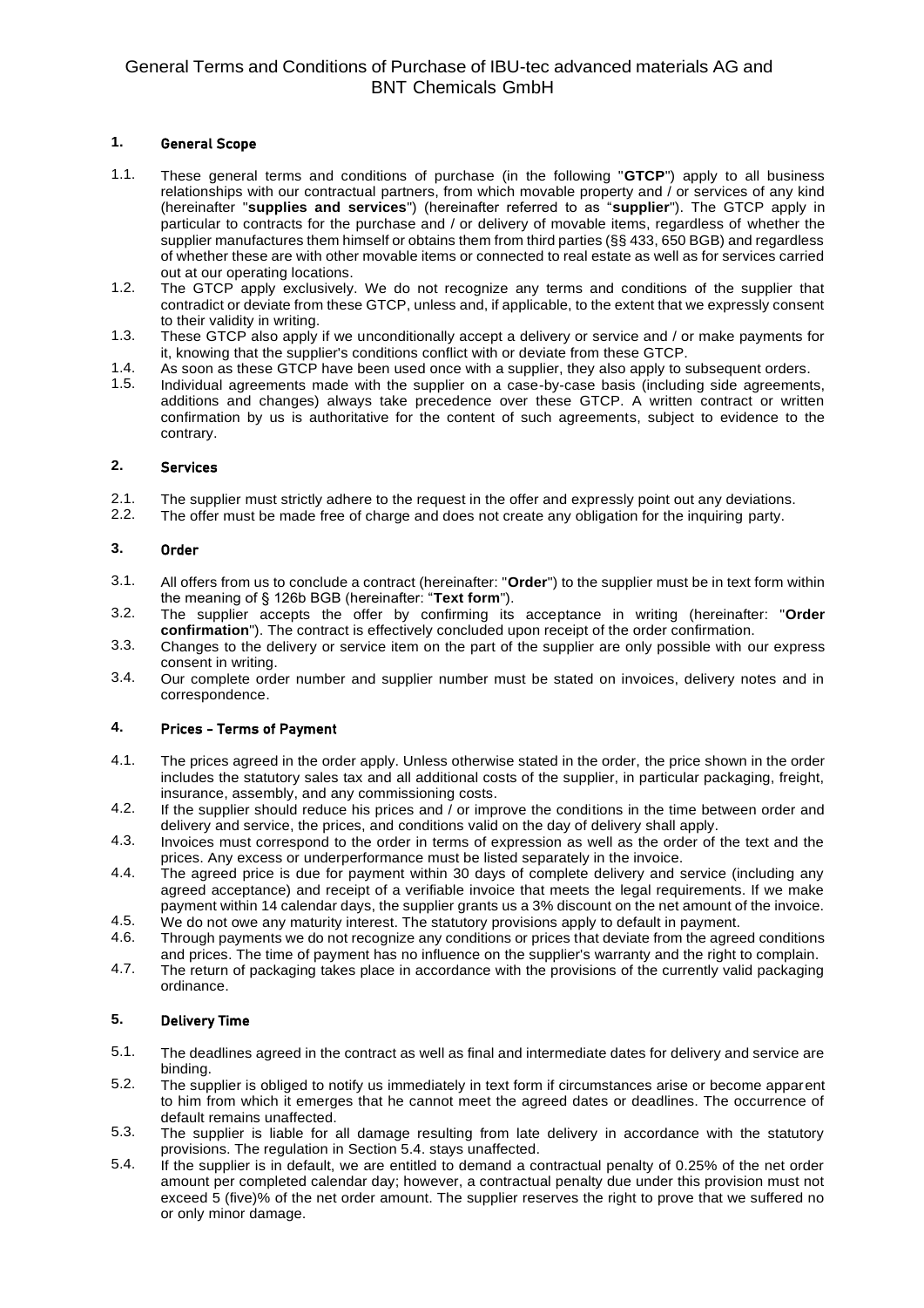# General Terms and Conditions of Purchase of IBU-tec advanced materials AG and BNT Chemicals GmbH

## 1. General Scope

1.1. These general terms and conditions of purchase (in the following "**GTCP**") apply to all business relationships with our contractual partners, from which movable property and / or services of any kind (hereinafter "**supplies and services**") (hereinafter referred to as "**supplier**"). The GTCP apply in particular to contracts for the purchase and / or delivery of movable items, regardless of whether the supplier manufactures them himself or obtains them from third parties (§§ 433, 650 BGB) and regardless of whether these are with other movable items or connected to real estate as well as for services carried out at our operating locations.

1.2. The GTCP apply exclusively. We do not recognize any terms and conditions of the supplier that contradict or deviate from these GTCP, unless and, if applicable, to the extent that we expressly consent to their validity in writing.

1.3. These GTCP also apply if we unconditionally accept a delivery or service and / or make payments for it, knowing that the supplier's conditions conflict with or deviate from these GTCP.

1.4. As soon as these GTCP have been used once with a supplier, they also apply to subsequent orders.

1.5. Individual agreements made with the supplier on a case-by-case basis (including side agreements, additions and changes) always take precedence over these GTCP. A written contract or written confirmation by us is authoritative for the content of such agreements, subject to evidence to the contrary.

## 2. Services

2.1. The supplier must strictly adhere to the request in the offer and expressly point out any deviations.

2.2. The offer must be made free of charge and does not create any obligation for the inquiring party.

## 3. Order

3.1. All offers from us to conclude a contract (hereinafter: "**Order**") to the supplier must be in text form within the meaning of § 126b BGB (hereinafter: "**Text form**").

3.2. The supplier accepts the offer by confirming its acceptance in writing (hereinafter: "**Order confirmation**"). The contract is effectively concluded upon receipt of the order confirmation.

3.3. Changes to the delivery or service item on the part of the supplier are only possible with our express consent in writing.

3.4. Our complete order number and supplier number must be stated on invoices, delivery notes and in correspondence.

## 4. Prices - Terms of Payment

4.1. The prices agreed in the order apply. Unless otherwise stated in the order, the price shown in the order includes the statutory sales tax and all additional costs of the supplier, in particular packaging, freight, insurance, assembly, and any commissioning costs.

4.2. If the supplier should reduce his prices and / or improve the conditions in the time between order and delivery and service, the prices, and conditions valid on the day of delivery shall apply.

4.3. Invoices must correspond to the order in terms of expression as well as the order of the text and the prices. Any excess or underperformance must be listed separately in the invoice.

4.4. The agreed price is due for payment within 30 days of complete delivery and service (including any agreed acceptance) and receipt of a verifiable invoice that meets the legal requirements. If we make payment within 14 calendar days, the supplier grants us a 3% discount on the net amount of the invoice.

4.5. We do not owe any maturity interest. The statutory provisions apply to default in payment.

4.6. Through payments we do not recognize any conditions or prices that deviate from the agreed conditions and prices. The time of payment has no influence on the supplier's warranty and the right to complain.

4.7. The return of packaging takes place in accordance with the provisions of the currently valid packaging ordinance.

## 5. Delivery Time

5.1. The deadlines agreed in the contract as well as final and intermediate dates for delivery and service are binding.

5.2. The supplier is obliged to notify us immediately in text form if circumstances arise or become apparent to him from which it emerges that he cannot meet the agreed dates or deadlines. The occurrence of default remains unaffected.

5.3. The supplier is liable for all damage resulting from late delivery in accordance with the statutory provisions. The regulation in Section 5.4. stays unaffected.

5.4. If the supplier is in default, we are entitled to demand a contractual penalty of 0.25% of the net order amount per completed calendar day; however, a contractual penalty due under this provision must not exceed 5 (five)% of the net order amount. The supplier reserves the right to prove that we suffered no or only minor damage.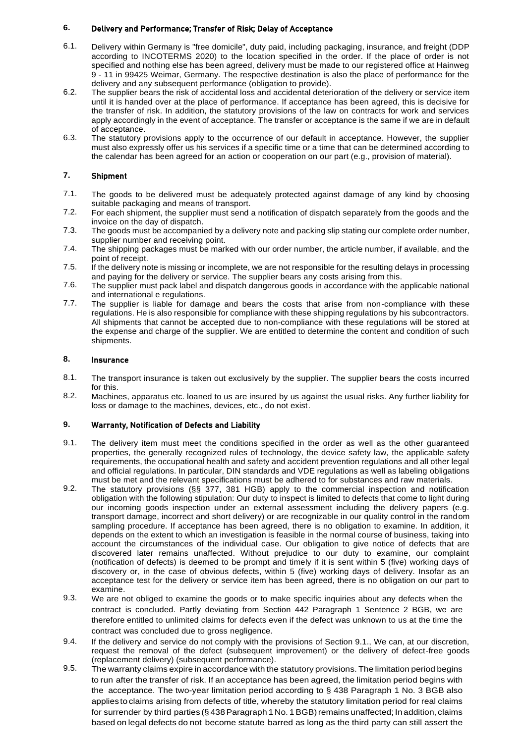## 6. Delivery and Performance; Transfer of Risk; Delay of Acceptance

6.1. Delivery within Germany is "free domicile", duty paid, including packaging, insurance, and freight (DDP according to INCOTERMS 2020) to the location specified in the order. If the place of order is not specified and nothing else has been agreed, delivery must be made to our registered office at Hainweg 9 - 11 in 99425 Weimar, Germany. The respective destination is also the place of performance for the delivery and any subsequent performance (obligation to provide).

6.2. The supplier bears the risk of accidental loss and accidental deterioration of the delivery or service item until it is handed over at the place of performance. If acceptance has been agreed, this is decisive for the transfer of risk. In addition, the statutory provisions of the law on contracts for work and services apply accordingly in the event of acceptance. The transfer or acceptance is the same if we are in default of acceptance.

6.3. The statutory provisions apply to the occurrence of our default in acceptance. However, the supplier must also expressly offer us his services if a specific time or a time that can be determined according to the calendar has been agreed for an action or cooperation on our part (e.g., provision of material).

## 7. Shipment

7.1. The goods to be delivered must be adequately protected against damage of any kind by choosing suitable packaging and means of transport.

7.2. For each shipment, the supplier must send a notification of dispatch separately from the goods and the invoice on the day of dispatch.

7.3. The goods must be accompanied by a delivery note and packing slip stating our complete order number, supplier number and receiving point.

7.4. The shipping packages must be marked with our order number, the article number, if available, and the point of receipt.

7.5. If the delivery note is missing or incomplete, we are not responsible for the resulting delays in processing and paying for the delivery or service. The supplier bears any costs arising from this.

7.6. The supplier must pack label and dispatch dangerous goods in accordance with the applicable national and international e regulations.

7.7. The supplier is liable for damage and bears the costs that arise from non-compliance with these regulations. He is also responsible for compliance with these shipping regulations by his subcontractors. All shipments that cannot be accepted due to non-compliance with these regulations will be stored at the expense and charge of the supplier. We are entitled to determine the content and condition of such shipments.

## 8. Insurance

8.1. The transport insurance is taken out exclusively by the supplier. The supplier bears the costs incurred for this.

8.2. Machines, apparatus etc. loaned to us are insured by us against the usual risks. Any further liability for loss or damage to the machines, devices, etc., do not exist.

## 9. Warranty, Notification of Defects and Liability

9.1. The delivery item must meet the conditions specified in the order as well as the other guaranteed properties, the generally recognized rules of technology, the device safety law, the applicable safety requirements, the occupational health and safety and accident prevention regulations and all other legal and official regulations. In particular, DIN standards and VDE regulations as well as labeling obligations must be met and the relevant specifications must be adhered to for substances and raw materials.

9.2. The statutory provisions (§§ 377, 381 HGB) apply to the commercial inspection and notification obligation with the following stipulation: Our duty to inspect is limited to defects that come to light during our incoming goods inspection under an external assessment including the delivery papers (e.g. transport damage, incorrect and short delivery) or are recognizable in our quality control in the random sampling procedure. If acceptance has been agreed, there is no obligation to examine. In addition, it depends on the extent to which an investigation is feasible in the normal course of business, taking into account the circumstances of the individual case. Our obligation to give notice of defects that are discovered later remains unaffected. Without prejudice to our duty to examine, our complaint (notification of defects) is deemed to be prompt and timely if it is sent within 5 (five) working days of discovery or, in the case of obvious defects, within 5 (five) working days of delivery. Insofar as an acceptance test for the delivery or service item has been agreed, there is no obligation on our part to examine.

9.3. We are not obliged to examine the goods or to make specific inquiries about any defects when the contract is concluded. Partly deviating from Section 442 Paragraph 1 Sentence 2 BGB, we are therefore entitled to unlimited claims for defects even if the defect was unknown to us at the time the contract was concluded due to gross negligence.

9.4. If the delivery and service do not comply with the provisions of Section 9.1., We can, at our discretion, request the removal of the defect (subsequent improvement) or the delivery of defect-free goods (replacement delivery) (subsequent performance).

9.5. The warranty claims expire in accordance with the statutory provisions. The limitation period begins to run after the transfer of risk. If an acceptance has been agreed, the limitation period begins with the acceptance. The two-year limitation period according to § 438 Paragraph 1 No. 3 BGB also applies to claims arising from defects of title, whereby the statutory limitation period for real claims for surrender by third parties (§ 438 Paragraph 1 No. 1 BGB) remains unaffected; In addition, claims based on legal defects do not become statute barred as long as the third party can still assert the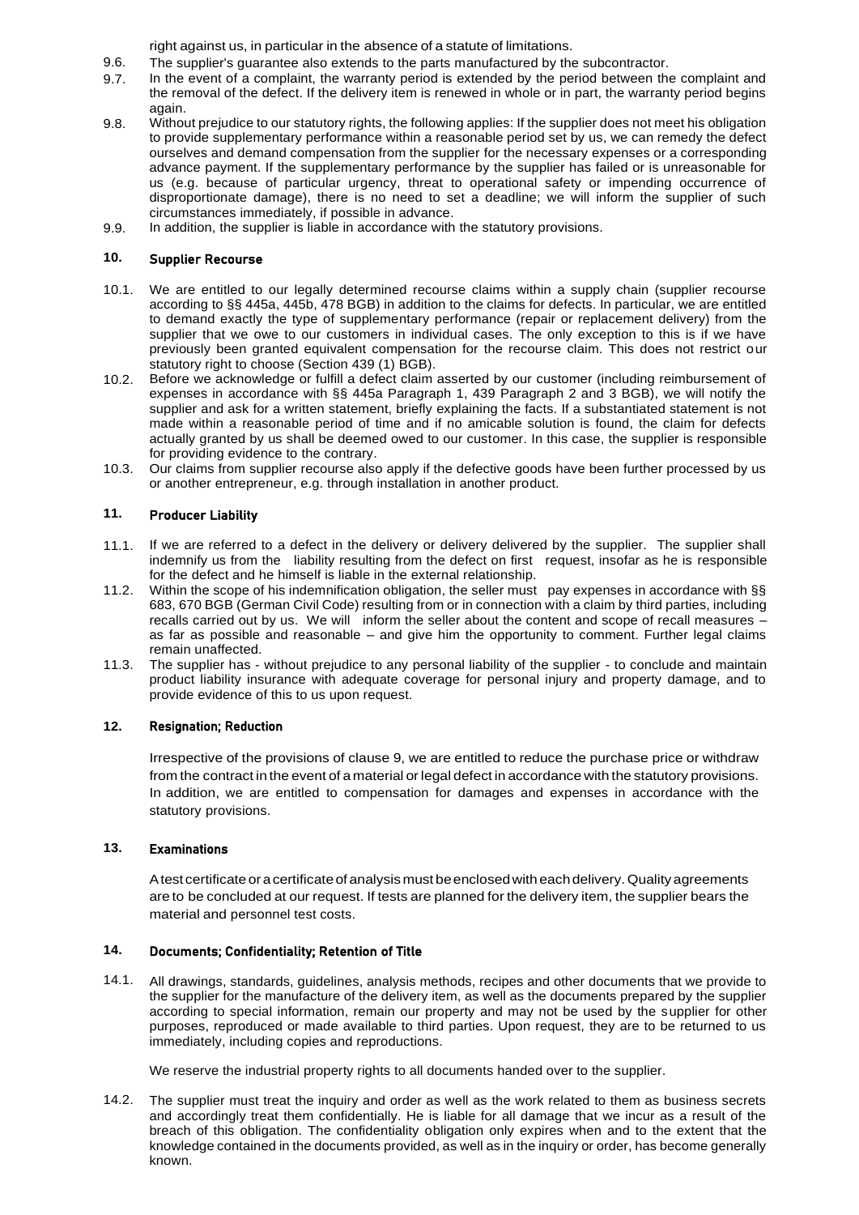right against us, in particular in the absence of a statute of limitations.

9.6. The supplier's guarantee also extends to the parts manufactured by the subcontractor.

9.7. In the event of a complaint, the warranty period is extended by the period between the complaint and the removal of the defect. If the delivery item is renewed in whole or in part, the warranty period begins again.

9.8. Without prejudice to our statutory rights, the following applies: If the supplier does not meet his obligation to provide supplementary performance within a reasonable period set by us, we can remedy the defect ourselves and demand compensation from the supplier for the necessary expenses or a corresponding advance payment. If the supplementary performance by the supplier has failed or is unreasonable for us (e.g. because of particular urgency, threat to operational safety or impending occurrence of disproportionate damage), there is no need to set a deadline; we will inform the supplier of such circumstances immediately, if possible in advance.

9.9. In addition, the supplier is liable in accordance with the statutory provisions.

## 10. Supplier Recourse

10.1. We are entitled to our legally determined recourse claims within a supply chain (supplier recourse according to §§ 445a, 445b, 478 BGB) in addition to the claims for defects. In particular, we are entitled to demand exactly the type of supplementary performance (repair or replacement delivery) from the supplier that we owe to our customers in individual cases. The only exception to this is if we have previously been granted equivalent compensation for the recourse claim. This does not restrict our statutory right to choose (Section 439 (1) BGB).

10.2. Before we acknowledge or fulfill a defect claim asserted by our customer (including reimbursement of expenses in accordance with §§ 445a Paragraph 1, 439 Paragraph 2 and 3 BGB), we will notify the supplier and ask for a written statement, briefly explaining the facts. If a substantiated statement is not made within a reasonable period of time and if no amicable solution is found, the claim for defects actually granted by us shall be deemed owed to our customer. In this case, the supplier is responsible for providing evidence to the contrary.

10.3. Our claims from supplier recourse also apply if the defective goods have been further processed by us or another entrepreneur, e.g. through installation in another product.

## 11. Producer Liability

11.1. If we are referred to a defect in the delivery or delivery delivered by the supplier. The supplier shall indemnify us from the liability resulting from the defect on first request, insofar as he is responsible for the defect and he himself is liable in the external relationship.

11.2. Within the scope of his indemnification obligation, the seller must pay expenses in accordance with §§ 683, 670 BGB (German Civil Code) resulting from or in connection with a claim by third parties, including recalls carried out by us. We will inform the seller about the content and scope of recall measures – as far as possible and reasonable – and give him the opportunity to comment. Further legal claims remain unaffected.

11.3. The supplier has - without prejudice to any personal liability of the supplier - to conclude and maintain product liability insurance with adequate coverage for personal injury and property damage, and to provide evidence of this to us upon request.

## 12. Resignation; Reduction

Irrespective of the provisions of clause 9, we are entitled to reduce the purchase price or withdraw from the contract in the event of a material or legal defect in accordance with the statutory provisions. In addition, we are entitled to compensation for damages and expenses in accordance with the statutory provisions.

## 13. Examinations

A test certificate or a certificate of analysis must be enclosed with each delivery. Quality agreements are to be concluded at our request. If tests are planned for the delivery item, the supplier bears the material and personnel test costs.

## 14. Documents; Confidentiality; Retention of Title

14.1. All drawings, standards, guidelines, analysis methods, recipes and other documents that we provide to the supplier for the manufacture of the delivery item, as well as the documents prepared by the supplier according to special information, remain our property and may not be used by the supplier for other purposes, reproduced or made available to third parties. Upon request, they are to be returned to us immediately, including copies and reproductions.

We reserve the industrial property rights to all documents handed over to the supplier.

14.2. The supplier must treat the inquiry and order as well as the work related to them as business secrets and accordingly treat them confidentially. He is liable for all damage that we incur as a result of the breach of this obligation. The confidentiality obligation only expires when and to the extent that the knowledge contained in the documents provided, as well as in the inquiry or order, has become generally known.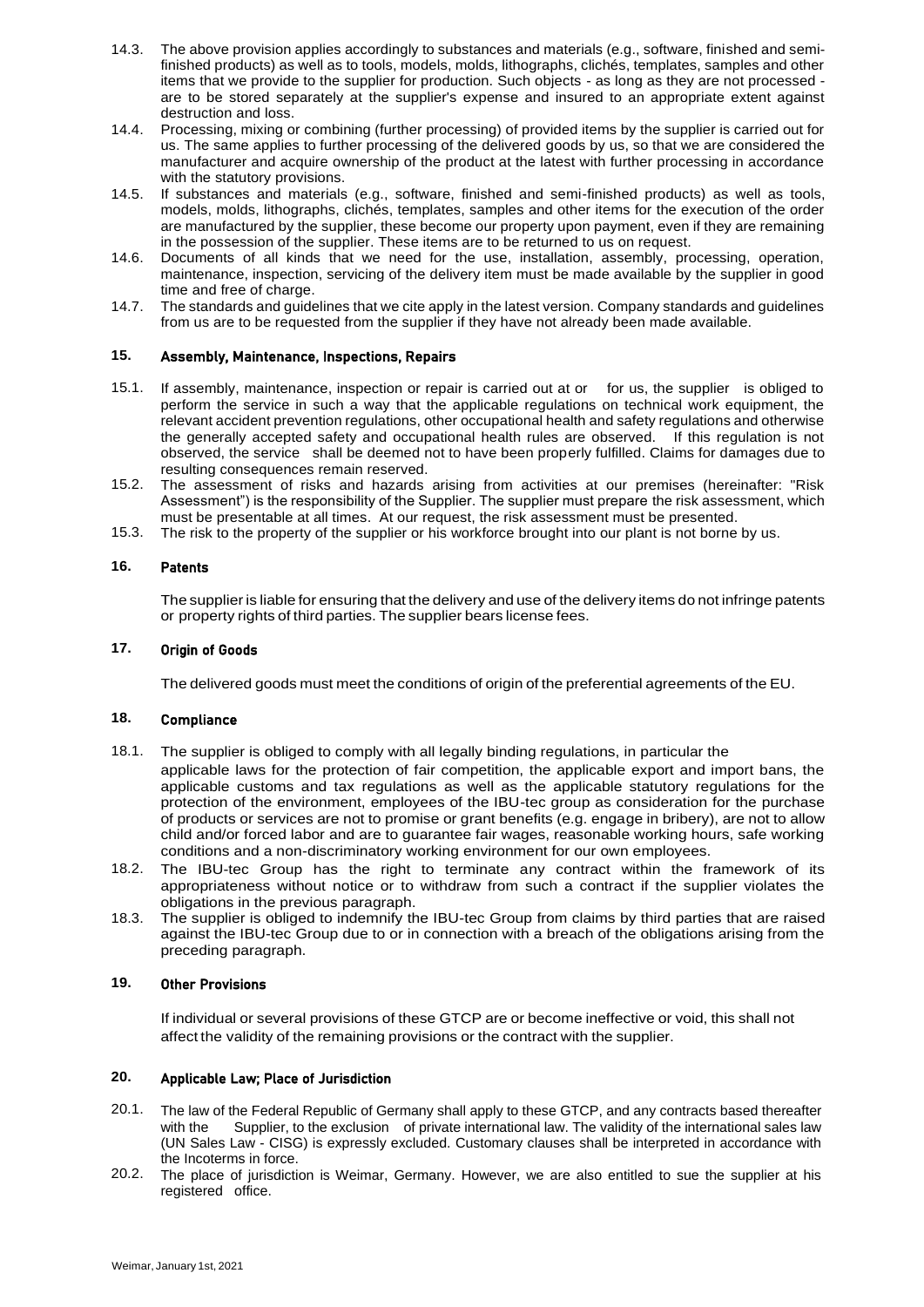14.3. The above provision applies accordingly to substances and materials (e.g., software, finished and semi-finished products) as well as to tools, models, molds, lithographs, clichés, templates, samples and other items that we provide to the supplier for production. Such objects - as long as they are not processed - are to be stored separately at the supplier's expense and insured to an appropriate extent against destruction and loss.

14.4. Processing, mixing or combining (further processing) of provided items by the supplier is carried out for us. The same applies to further processing of the delivered goods by us, so that we are considered the manufacturer and acquire ownership of the product at the latest with further processing in accordance with the statutory provisions.

14.5. If substances and materials (e.g., software, finished and semi-finished products) as well as tools, models, molds, lithographs, clichés, templates, samples and other items for the execution of the order are manufactured by the supplier, these become our property upon payment, even if they are remaining in the possession of the supplier. These items are to be returned to us on request.

14.6. Documents of all kinds that we need for the use, installation, assembly, processing, operation, maintenance, inspection, servicing of the delivery item must be made available by the supplier in good time and free of charge.

14.7. The standards and guidelines that we cite apply in the latest version. Company standards and guidelines from us are to be requested from the supplier if they have not already been made available.

## 15. Assembly, Maintenance, Inspections, Repairs

15.1. If assembly, maintenance, inspection or repair is carried out at or for us, the supplier is obliged to perform the service in such a way that the applicable regulations on technical work equipment, the relevant accident prevention regulations, other occupational health and safety regulations and otherwise the generally accepted safety and occupational health rules are observed. If this regulation is not observed, the service shall be deemed not to have been properly fulfilled. Claims for damages due to resulting consequences remain reserved.

15.2. The assessment of risks and hazards arising from activities at our premises (hereinafter: "Risk Assessment") is the responsibility of the Supplier. The supplier must prepare the risk assessment, which must be presentable at all times. At our request, the risk assessment must be presented.

15.3. The risk to the property of the supplier or his workforce brought into our plant is not borne by us.

## 16. Patents

The supplier is liable for ensuring that the delivery and use of the delivery items do not infringe patents or property rights of third parties. The supplier bears license fees.

## 17. Origin of Goods

The delivered goods must meet the conditions of origin of the preferential agreements of the EU.

## 18. Compliance

18.1. The supplier is obliged to comply with all legally binding regulations, in particular the applicable laws for the protection of fair competition, the applicable export and import bans, the applicable customs and tax regulations as well as the applicable statutory regulations for the protection of the environment, employees of the IBU-tec group as consideration for the purchase of products or services are not to promise or grant benefits (e.g. engage in bribery), are not to allow child and/or forced labor and are to guarantee fair wages, reasonable working hours, safe working conditions and a non-discriminatory working environment for our own employees.

18.2. The IBU-tec Group has the right to terminate any contract within the framework of its appropriateness without notice or to withdraw from such a contract if the supplier violates the obligations in the previous paragraph.

18.3. The supplier is obliged to indemnify the IBU-tec Group from claims by third parties that are raised against the IBU-tec Group due to or in connection with a breach of the obligations arising from the preceding paragraph.

## 19. Other Provisions

If individual or several provisions of these GTCP are or become ineffective or void, this shall not affect the validity of the remaining provisions or the contract with the supplier.

## 20. Applicable Law; Place of Jurisdiction

20.1. The law of the Federal Republic of Germany shall apply to these GTCP, and any contracts based thereafter with the Supplier, to the exclusion of private international law. The validity of the international sales law (UN Sales Law - CISG) is expressly excluded. Customary clauses shall be interpreted in accordance with the Incoterms in force.

20.2. The place of jurisdiction is Weimar, Germany. However, we are also entitled to sue the supplier at his registered office.

Weimar, January 1st, 2021